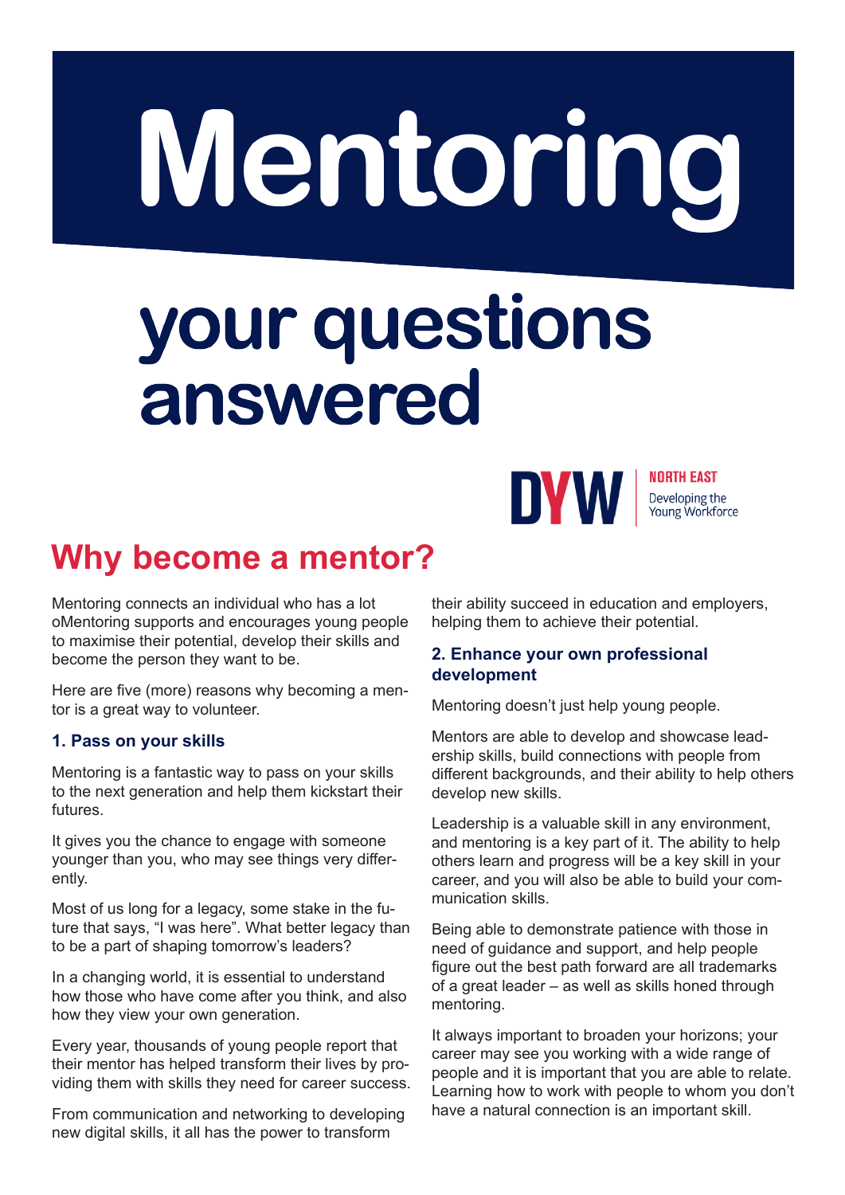# Mentoring

# your questions answered

DYW | NORTH EAST Developing the Young Workforce

## Why become a mentor?

Mentoring connects an individual who has a lot oMentoring supports and encourages young people to maximise their potential, develop their skills and become the person they want to be.

Here are five (more) reasons why becoming a mentor is a great way to volunteer.

### 1. Pass on your skills

Mentoring is a fantastic way to pass on your skills to the next generation and help them kickstart their futures.

It gives you the chance to engage with someone younger than you, who may see things very differently.

Most of us long for a legacy, some stake in the future that says, "I was here". What better legacy than to be a part of shaping tomorrow's leaders?

In a changing world, it is essential to understand how those who have come after you think, and also how they view your own generation.

Every year, thousands of young people report that their mentor has helped transform their lives by providing them with skills they need for career success.

From communication and networking to developing new digital skills, it all has the power to transform their ability succeed in education and employers, helping them to achieve their potential.

### 2. Enhance your own professional development

Mentoring doesn't just help young people.

Mentors are able to develop and showcase leadership skills, build connections with people from different backgrounds, and their ability to help others develop new skills.

Leadership is a valuable skill in any environment, and mentoring is a key part of it. The ability to help others learn and progress will be a key skill in your career, and you will also be able to build your communication skills.

Being able to demonstrate patience with those in need of guidance and support, and help people figure out the best path forward are all trademarks of a great leader – as well as skills honed through mentoring.

It always important to broaden your horizons; your career may see you working with a wide range of people and it is important that you are able to relate. Learning how to work with people to whom you don't have a natural connection is an important skill.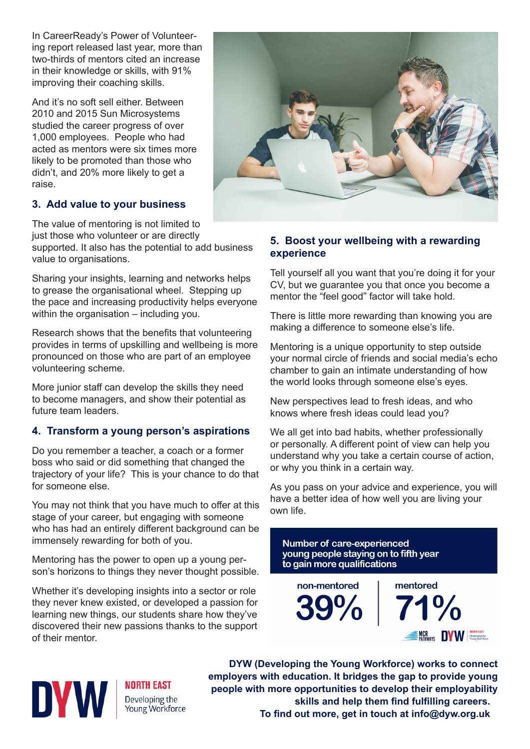In CareerReady's Power of Volunteering report released last year, more than two-thirds of mentors cited an increase in their knowledge or skills, with 91% improving their coaching skills.

And it's no soft sell either. Between 2010 and 2015 Sun Microsystems studied the career progress of over 1,000 employees. People who had acted as mentors were six times more likely to be promoted than those who didn't, and 20% more likely to get a raise.

### 3. Add value to your business

The value of mentoring is not limited to just those who volunteer or are directly supported. It also has the potential to add business value to organisations.

Sharing your insights, learning and networks helps to grease the organisational wheel. Stepping up the pace and increasing productivity helps everyone within the organisation – including you.

Research shows that the benefits that volunteering provides in terms of upskilling and wellbeing is more pronounced on those who are part of an employee volunteering scheme.

More junior staff can develop the skills they need to become managers, and show their potential as future team leaders.

### 4. Transform a young person's aspirations

Do you remember a teacher, a coach or a former boss who said or did something that changed the trajectory of your life? This is your chance to do that for someone else.

You may not think that you have much to offer at this stage of your career, but engaging with someone who has had an entirely different background can be immensely rewarding for both of you.

Mentoring has the power to open up a young person's horizons to things they never thought possible.

Whether it's developing insights into a sector or role they never knew existed, or developed a passion for learning new things, our students share how they've discovered their new passions thanks to the support of their mentor.

### 5. Boost your wellbeing with a rewarding experience

Tell yourself all you want that you're doing it for your CV, but we guarantee you that once you become a mentor the "feel good" factor will take hold.

There is little more rewarding than knowing you are making a difference to someone else's life.

Mentoring is a unique opportunity to step outside your normal circle of friends and social media's echo chamber to gain an intimate understanding of how the world looks through someone else's eyes.

New perspectives lead to fresh ideas, and who knows where fresh ideas could lead you?

We all get into bad habits, whether professionally or personally. A different point of view can help you understand why you take a certain course of action, or why you think in a certain way.

As you pass on your advice and experience, you will have a better idea of how well you are living your own life.

**Number of care-experienced young people staying on to fifth year to gain more qualifications**

non-mentored **39%**

mentored **71%**

MCR PATHWAYS | DYW NORTH EAST Developing the Young Workforce

DYW NORTH EAST Developing the Young Workforce

**DYW (Developing the Young Workforce) works to connect employers with education. It bridges the gap to provide young people with more opportunities to develop their employability skills and help them find fulfilling careers.**
**To find out more, get in touch at info@dyw.org.uk**